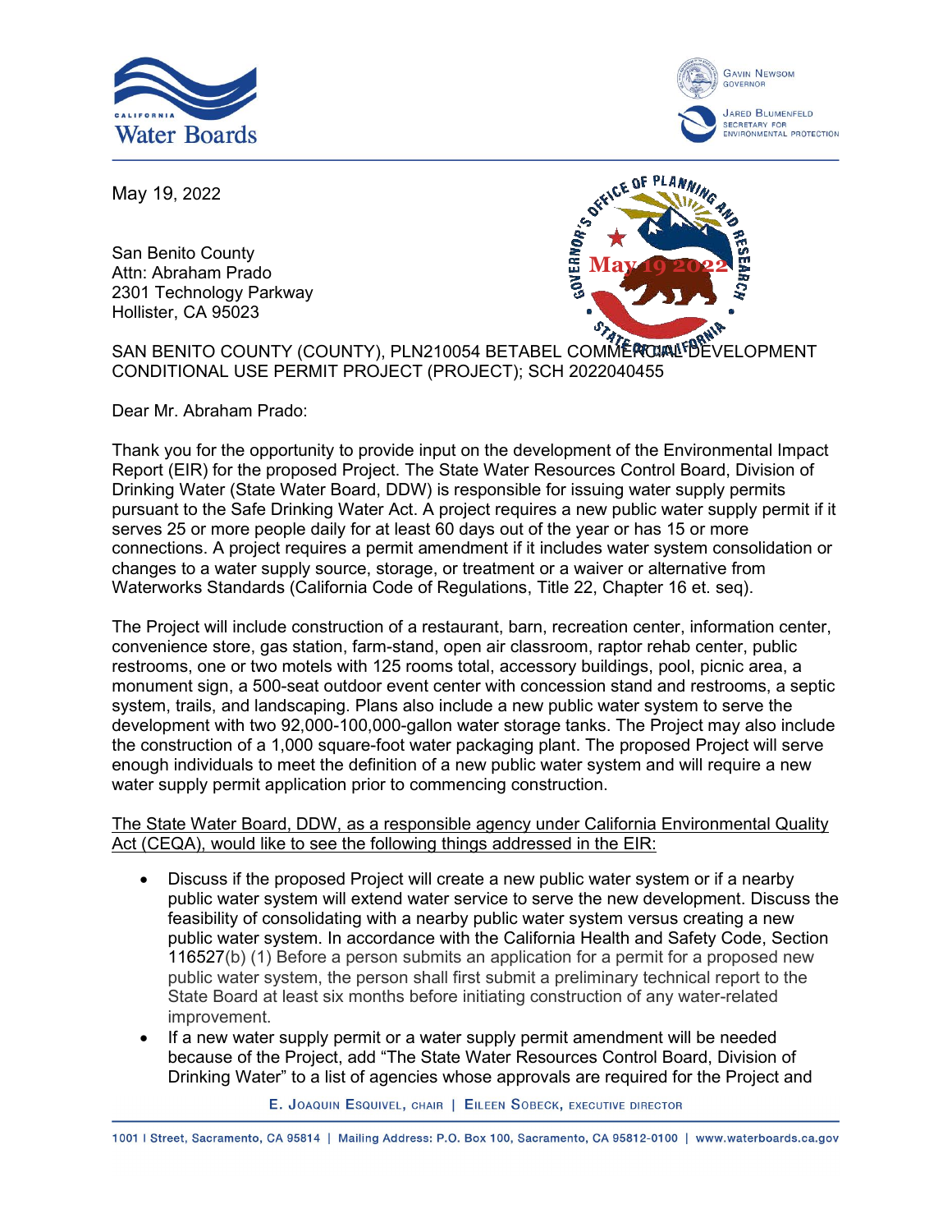California Water Boards

Gavin Newsom, Governor
Jared Blumenfeld, Secretary for Environmental Protection

May 19, 2022

San Benito County
Attn: Abraham Prado
2301 Technology Parkway
Hollister, CA 95023

SAN BENITO COUNTY (COUNTY), PLN210054 BETABEL COMMERCIAL DEVELOPMENT CONDITIONAL USE PERMIT PROJECT (PROJECT); SCH 2022040455

Dear Mr. Abraham Prado:

Thank you for the opportunity to provide input on the development of the Environmental Impact Report (EIR) for the proposed Project. The State Water Resources Control Board, Division of Drinking Water (State Water Board, DDW) is responsible for issuing water supply permits pursuant to the Safe Drinking Water Act. A project requires a new public water supply permit if it serves 25 or more people daily for at least 60 days out of the year or has 15 or more connections. A project requires a permit amendment if it includes water system consolidation or changes to a water supply source, storage, or treatment or a waiver or alternative from Waterworks Standards (California Code of Regulations, Title 22, Chapter 16 et. seq).

The Project will include construction of a restaurant, barn, recreation center, information center, convenience store, gas station, farm-stand, open air classroom, raptor rehab center, public restrooms, one or two motels with 125 rooms total, accessory buildings, pool, picnic area, a monument sign, a 500-seat outdoor event center with concession stand and restrooms, a septic system, trails, and landscaping. Plans also include a new public water system to serve the development with two 92,000-100,000-gallon water storage tanks. The Project may also include the construction of a 1,000 square-foot water packaging plant. The proposed Project will serve enough individuals to meet the definition of a new public water system and will require a new water supply permit application prior to commencing construction.

The State Water Board, DDW, as a responsible agency under California Environmental Quality Act (CEQA), would like to see the following things addressed in the EIR:

- Discuss if the proposed Project will create a new public water system or if a nearby public water system will extend water service to serve the new development. Discuss the feasibility of consolidating with a nearby public water system versus creating a new public water system. In accordance with the California Health and Safety Code, Section 116527(b) (1) Before a person submits an application for a permit for a proposed new public water system, the person shall first submit a preliminary technical report to the State Board at least six months before initiating construction of any water-related improvement.
- If a new water supply permit or a water supply permit amendment will be needed because of the Project, add "The State Water Resources Control Board, Division of Drinking Water" to a list of agencies whose approvals are required for the Project and

E. Joaquin Esquivel, chair | Eileen Sobeck, executive director

1001 I Street, Sacramento, CA 95814 | Mailing Address: P.O. Box 100, Sacramento, CA 95812-0100 | www.waterboards.ca.gov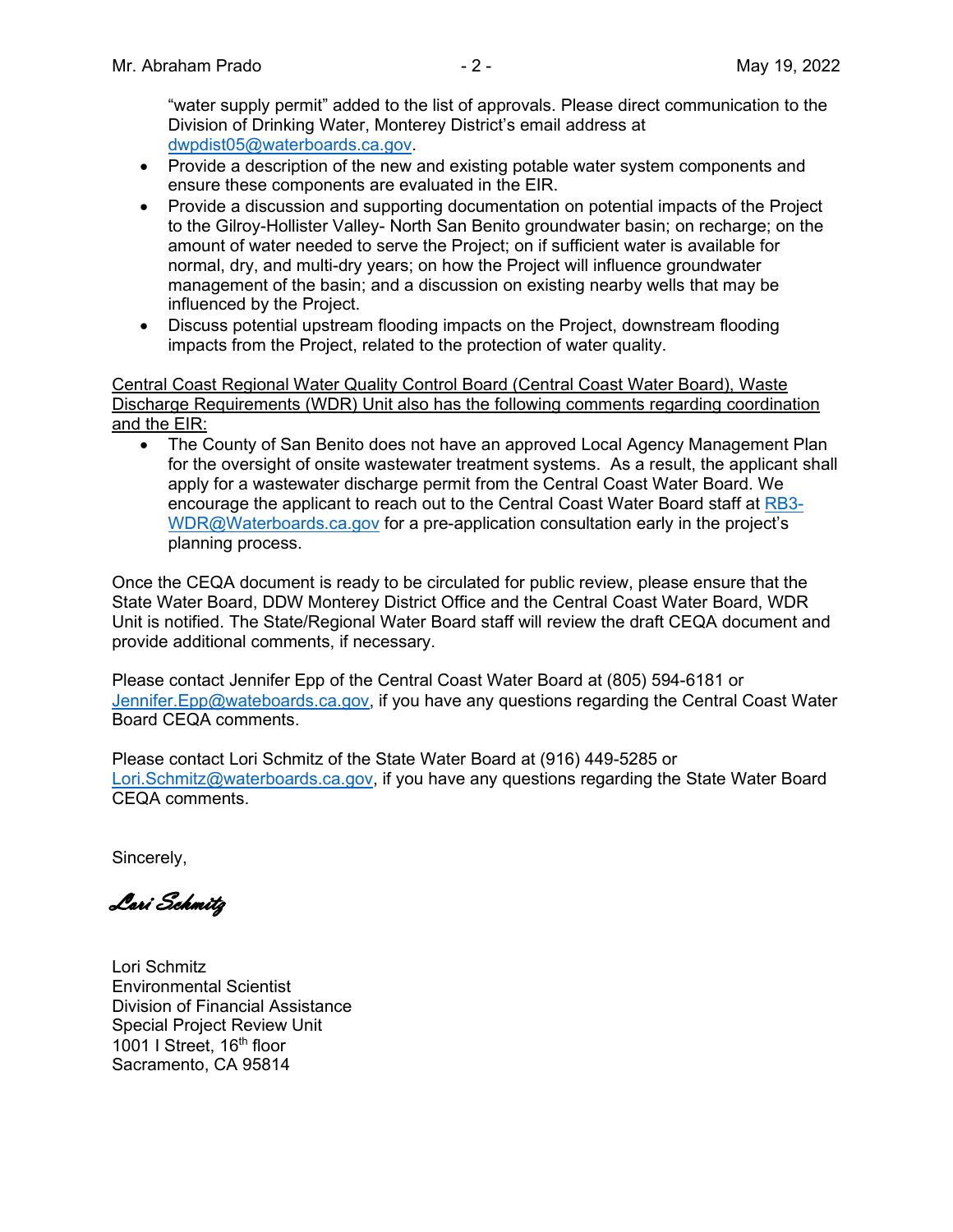"water supply permit" added to the list of approvals. Please direct communication to the Division of Drinking Water, Monterey District's email address at dwpdist05@waterboards.ca.gov.

- Provide a description of the new and existing potable water system components and ensure these components are evaluated in the EIR.
- Provide a discussion and supporting documentation on potential impacts of the Project to the Gilroy-Hollister Valley- North San Benito groundwater basin; on recharge; on the amount of water needed to serve the Project; on if sufficient water is available for normal, dry, and multi-dry years; on how the Project will influence groundwater management of the basin; and a discussion on existing nearby wells that may be influenced by the Project.
- Discuss potential upstream flooding impacts on the Project, downstream flooding impacts from the Project, related to the protection of water quality.

Central Coast Regional Water Quality Control Board (Central Coast Water Board), Waste Discharge Requirements (WDR) Unit also has the following comments regarding coordination and the EIR:

- The County of San Benito does not have an approved Local Agency Management Plan for the oversight of onsite wastewater treatment systems. As a result, the applicant shall apply for a wastewater discharge permit from the Central Coast Water Board. We encourage the applicant to reach out to the Central Coast Water Board staff at RB3-WDR@Waterboards.ca.gov for a pre-application consultation early in the project's planning process.

Once the CEQA document is ready to be circulated for public review, please ensure that the State Water Board, DDW Monterey District Office and the Central Coast Water Board, WDR Unit is notified. The State/Regional Water Board staff will review the draft CEQA document and provide additional comments, if necessary.

Please contact Jennifer Epp of the Central Coast Water Board at (805) 594-6181 or Jennifer.Epp@wateboards.ca.gov, if you have any questions regarding the Central Coast Water Board CEQA comments.

Please contact Lori Schmitz of the State Water Board at (916) 449-5285 or Lori.Schmitz@waterboards.ca.gov, if you have any questions regarding the State Water Board CEQA comments.

Sincerely,

*Lori Schmitz*

Lori Schmitz
Environmental Scientist
Division of Financial Assistance
Special Project Review Unit
1001 I Street, 16th floor
Sacramento, CA 95814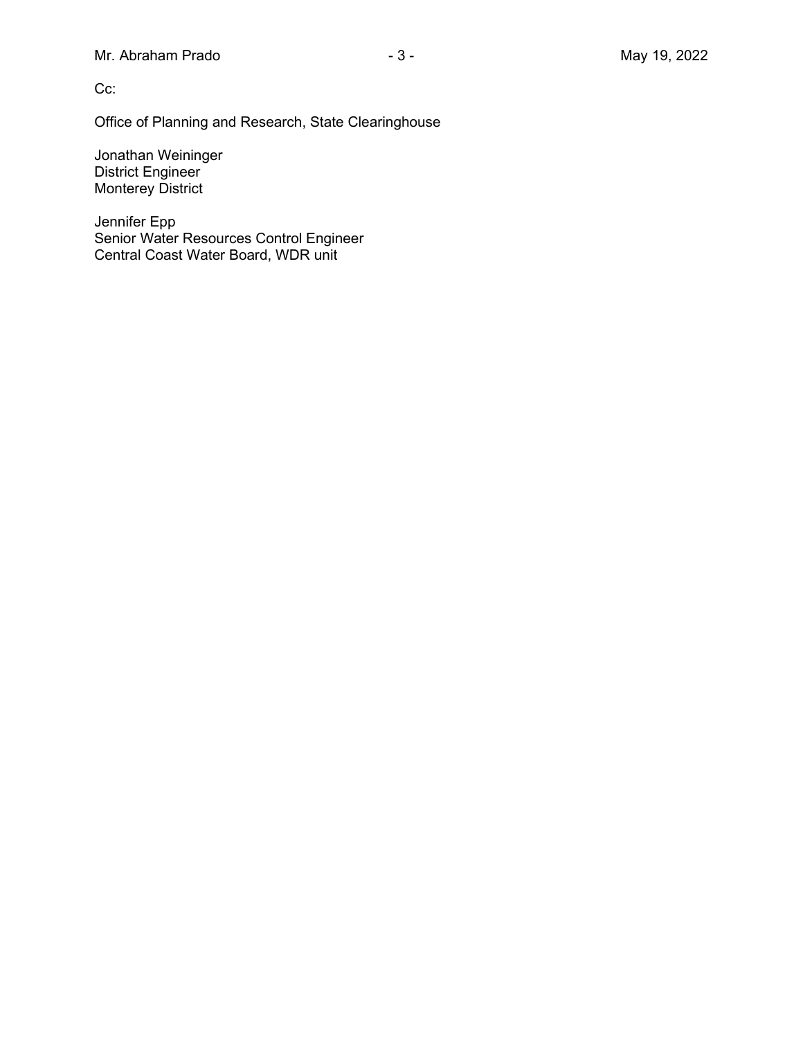Cc:

Office of Planning and Research, State Clearinghouse

Jonathan Weininger
District Engineer
Monterey District

Jennifer Epp
Senior Water Resources Control Engineer
Central Coast Water Board, WDR unit